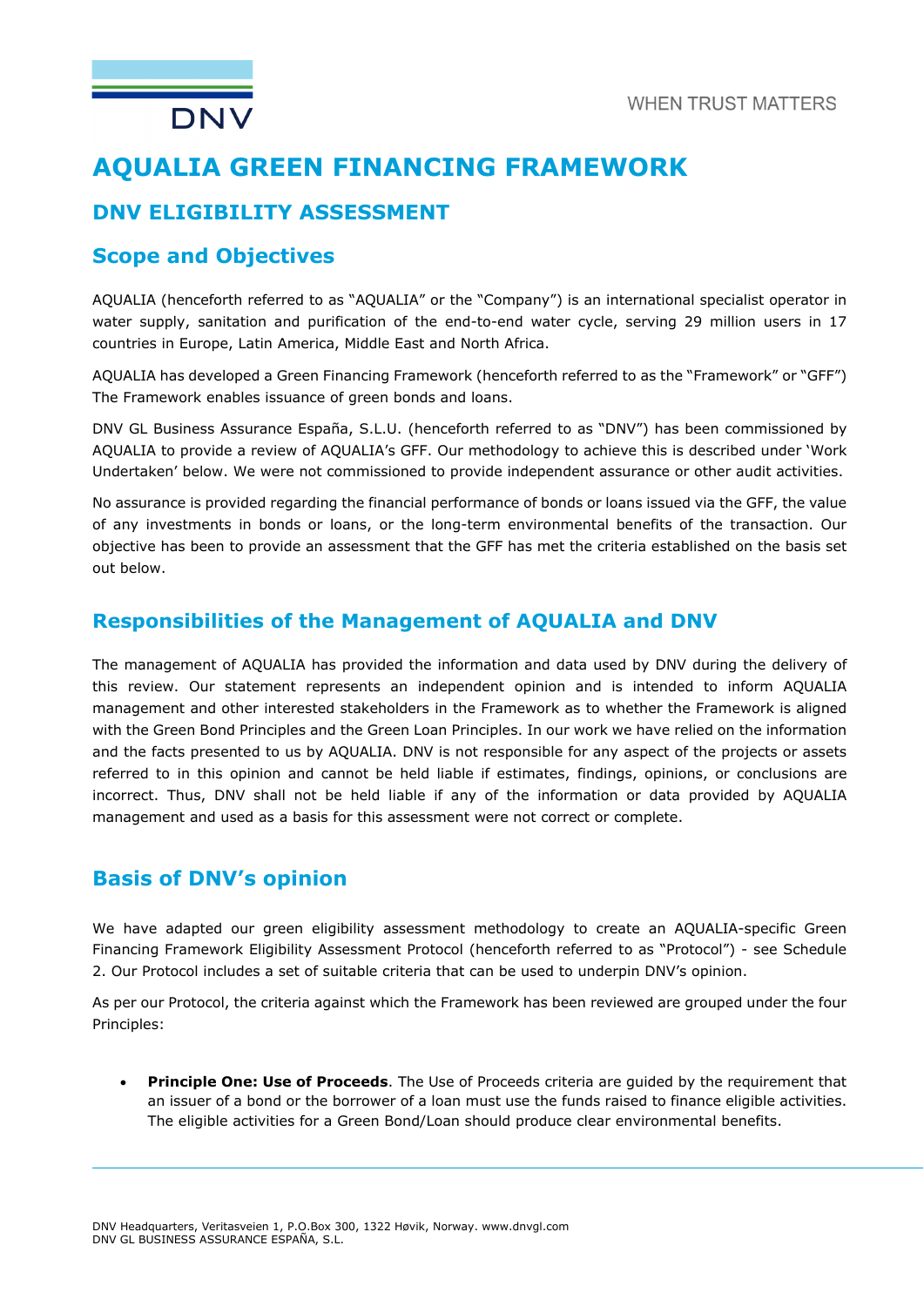# AQUALIA GREEN FINANCING FRAMEWORK

## DNV ELIGIBILITY ASSESSMENT

## Scope and Objectives

AQUALIA (henceforth referred to as "AQUALIA" or the "Company") is an international specialist operator in water supply, sanitation and purification of the end-to-end water cycle, serving 29 million users in 17 countries in Europe, Latin America, Middle East and North Africa.

AQUALIA has developed a Green Financing Framework (henceforth referred to as the "Framework" or "GFF") The Framework enables issuance of green bonds and loans.

DNV GL Business Assurance España, S.L.U. (henceforth referred to as "DNV") has been commissioned by AQUALIA to provide a review of AQUALIA's GFF. Our methodology to achieve this is described under 'Work Undertaken' below. We were not commissioned to provide independent assurance or other audit activities.

No assurance is provided regarding the financial performance of bonds or loans issued via the GFF, the value of any investments in bonds or loans, or the long-term environmental benefits of the transaction. Our objective has been to provide an assessment that the GFF has met the criteria established on the basis set out below.

## Responsibilities of the Management of AQUALIA and DNV

The management of AQUALIA has provided the information and data used by DNV during the delivery of this review. Our statement represents an independent opinion and is intended to inform AQUALIA management and other interested stakeholders in the Framework as to whether the Framework is aligned with the Green Bond Principles and the Green Loan Principles. In our work we have relied on the information and the facts presented to us by AQUALIA. DNV is not responsible for any aspect of the projects or assets referred to in this opinion and cannot be held liable if estimates, findings, opinions, or conclusions are incorrect. Thus, DNV shall not be held liable if any of the information or data provided by AQUALIA management and used as a basis for this assessment were not correct or complete.

## Basis of DNV's opinion

We have adapted our green eligibility assessment methodology to create an AQUALIA-specific Green Financing Framework Eligibility Assessment Protocol (henceforth referred to as "Protocol") - see Schedule 2. Our Protocol includes a set of suitable criteria that can be used to underpin DNV's opinion.

As per our Protocol, the criteria against which the Framework has been reviewed are grouped under the four Principles:

- **Principle One: Use of Proceeds**. The Use of Proceeds criteria are guided by the requirement that an issuer of a bond or the borrower of a loan must use the funds raised to finance eligible activities. The eligible activities for a Green Bond/Loan should produce clear environmental benefits.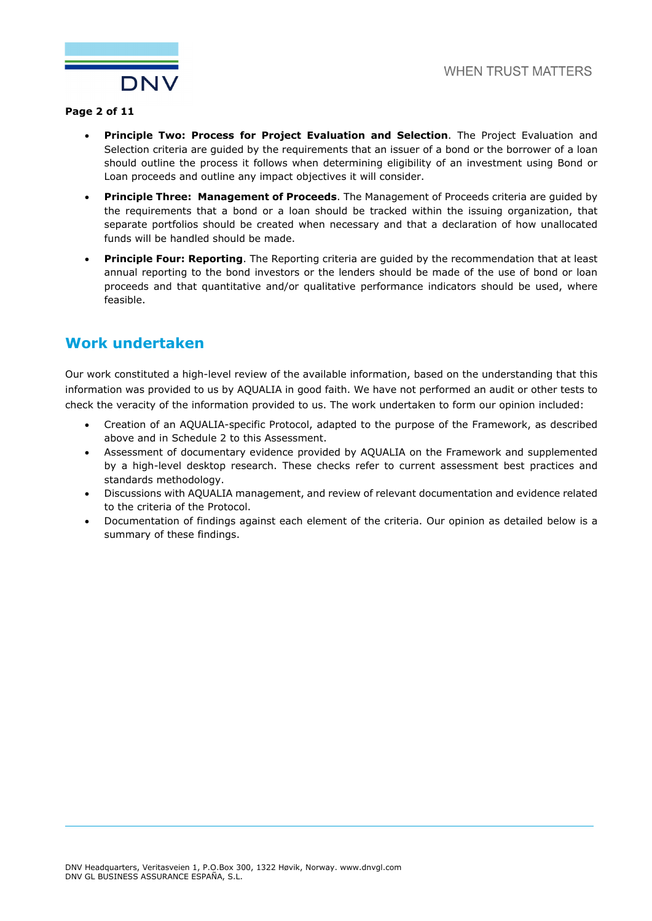- **Principle Two: Process for Project Evaluation and Selection**. The Project Evaluation and Selection criteria are guided by the requirements that an issuer of a bond or the borrower of a loan should outline the process it follows when determining eligibility of an investment using Bond or Loan proceeds and outline any impact objectives it will consider.
- **Principle Three: Management of Proceeds**. The Management of Proceeds criteria are guided by the requirements that a bond or a loan should be tracked within the issuing organization, that separate portfolios should be created when necessary and that a declaration of how unallocated funds will be handled should be made.
- **Principle Four: Reporting**. The Reporting criteria are guided by the recommendation that at least annual reporting to the bond investors or the lenders should be made of the use of bond or loan proceeds and that quantitative and/or qualitative performance indicators should be used, where feasible.

## Work undertaken

Our work constituted a high-level review of the available information, based on the understanding that this information was provided to us by AQUALIA in good faith. We have not performed an audit or other tests to check the veracity of the information provided to us. The work undertaken to form our opinion included:

- Creation of an AQUALIA-specific Protocol, adapted to the purpose of the Framework, as described above and in Schedule 2 to this Assessment.
- Assessment of documentary evidence provided by AQUALIA on the Framework and supplemented by a high-level desktop research. These checks refer to current assessment best practices and standards methodology.
- Discussions with AQUALIA management, and review of relevant documentation and evidence related to the criteria of the Protocol.
- Documentation of findings against each element of the criteria. Our opinion as detailed below is a summary of these findings.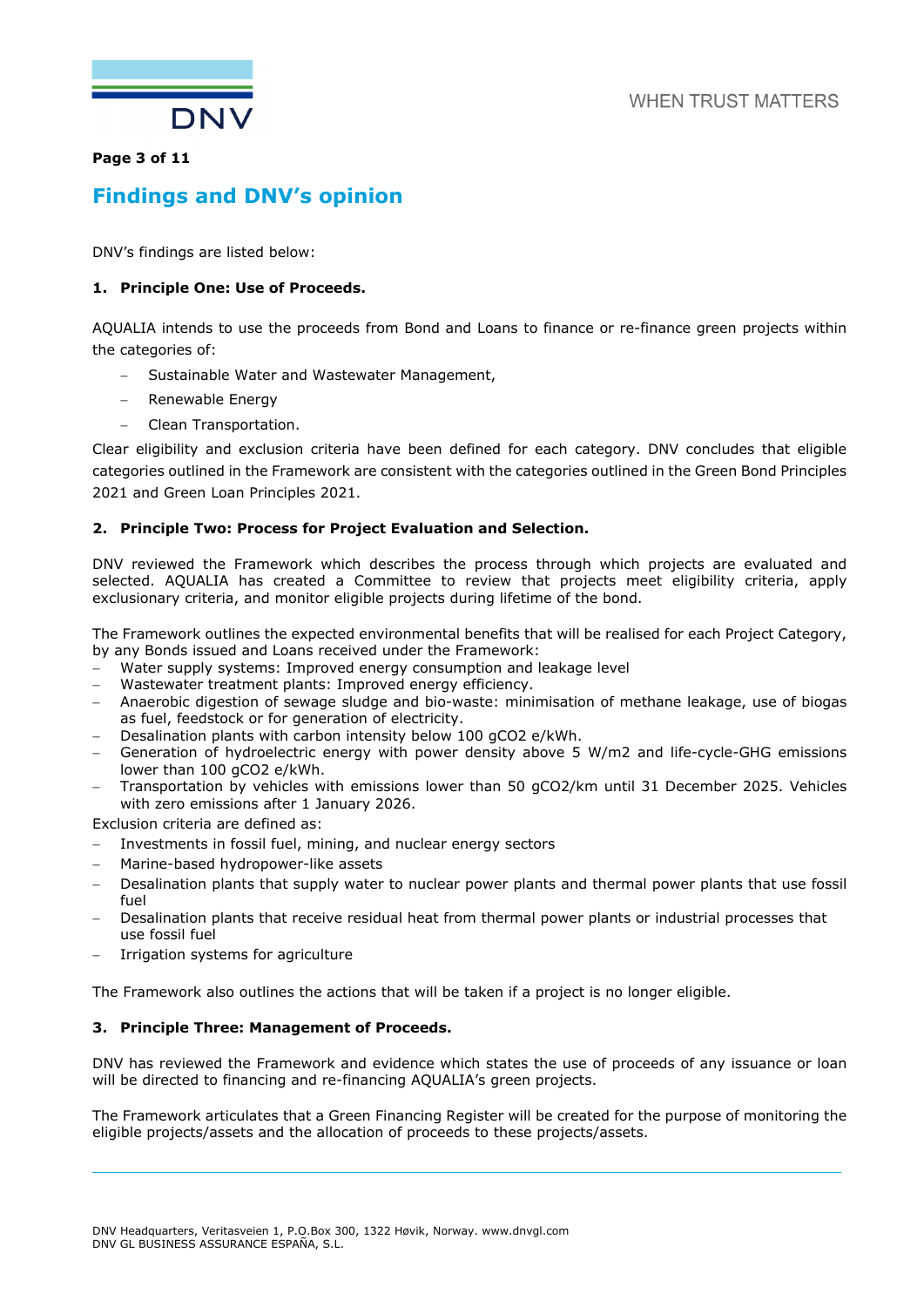## Findings and DNV's opinion

DNV's findings are listed below:

**1. Principle One: Use of Proceeds.**

AQUALIA intends to use the proceeds from Bond and Loans to finance or re-finance green projects within the categories of:

- Sustainable Water and Wastewater Management,
- Renewable Energy
- Clean Transportation.

Clear eligibility and exclusion criteria have been defined for each category. DNV concludes that eligible categories outlined in the Framework are consistent with the categories outlined in the Green Bond Principles 2021 and Green Loan Principles 2021.

**2. Principle Two: Process for Project Evaluation and Selection.**

DNV reviewed the Framework which describes the process through which projects are evaluated and selected. AQUALIA has created a Committee to review that projects meet eligibility criteria, apply exclusionary criteria, and monitor eligible projects during lifetime of the bond.

The Framework outlines the expected environmental benefits that will be realised for each Project Category, by any Bonds issued and Loans received under the Framework:

- Water supply systems: Improved energy consumption and leakage level
- Wastewater treatment plants: Improved energy efficiency.
- Anaerobic digestion of sewage sludge and bio-waste: minimisation of methane leakage, use of biogas as fuel, feedstock or for generation of electricity.
- Desalination plants with carbon intensity below 100 gCO2 e/kWh.
- Generation of hydroelectric energy with power density above 5 W/m2 and life-cycle-GHG emissions lower than 100 gCO2 e/kWh.
- Transportation by vehicles with emissions lower than 50 gCO2/km until 31 December 2025. Vehicles with zero emissions after 1 January 2026.

Exclusion criteria are defined as:

- Investments in fossil fuel, mining, and nuclear energy sectors
- Marine-based hydropower-like assets
- Desalination plants that supply water to nuclear power plants and thermal power plants that use fossil fuel
- Desalination plants that receive residual heat from thermal power plants or industrial processes that use fossil fuel
- Irrigation systems for agriculture

The Framework also outlines the actions that will be taken if a project is no longer eligible.

**3. Principle Three: Management of Proceeds.**

DNV has reviewed the Framework and evidence which states the use of proceeds of any issuance or loan will be directed to financing and re-financing AQUALIA's green projects.

The Framework articulates that a Green Financing Register will be created for the purpose of monitoring the eligible projects/assets and the allocation of proceeds to these projects/assets.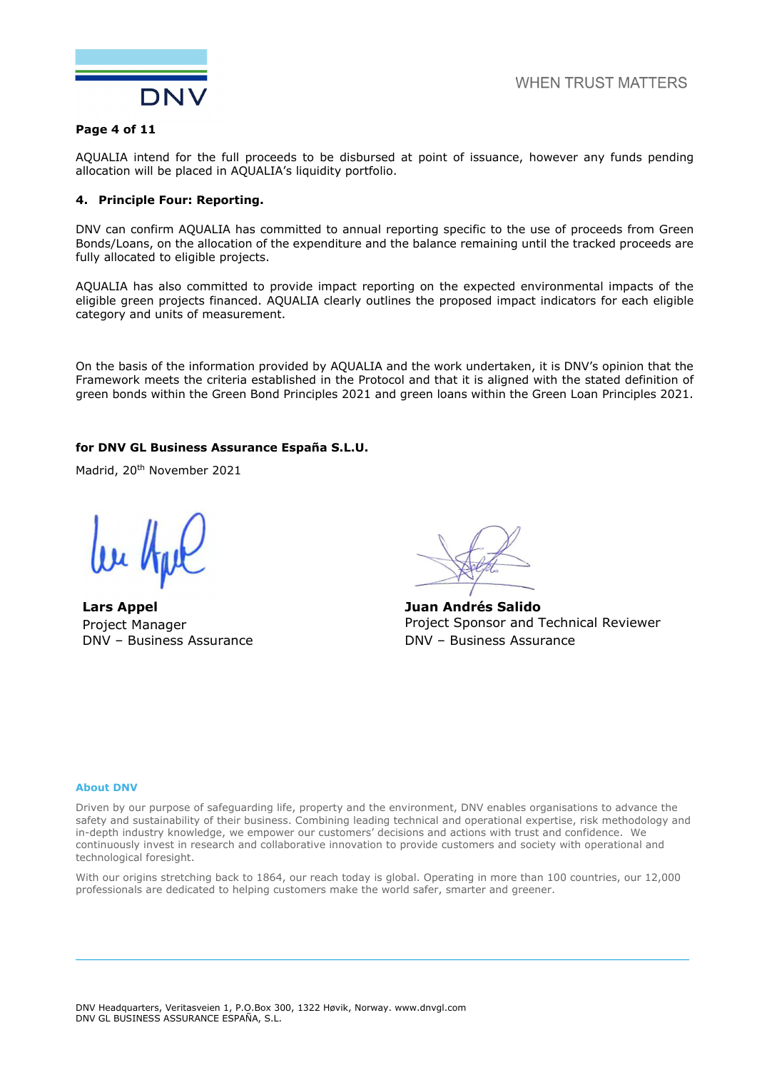AQUALIA intend for the full proceeds to be disbursed at point of issuance, however any funds pending allocation will be placed in AQUALIA's liquidity portfolio.

**4. Principle Four: Reporting.**

DNV can confirm AQUALIA has committed to annual reporting specific to the use of proceeds from Green Bonds/Loans, on the allocation of the expenditure and the balance remaining until the tracked proceeds are fully allocated to eligible projects.

AQUALIA has also committed to provide impact reporting on the expected environmental impacts of the eligible green projects financed. AQUALIA clearly outlines the proposed impact indicators for each eligible category and units of measurement.

On the basis of the information provided by AQUALIA and the work undertaken, it is DNV's opinion that the Framework meets the criteria established in the Protocol and that it is aligned with the stated definition of green bonds within the Green Bond Principles 2021 and green loans within the Green Loan Principles 2021.

**for DNV GL Business Assurance España S.L.U.**

Madrid, 20th November 2021

**Lars Appel**
Project Manager
DNV – Business Assurance

**Juan Andrés Salido**
Project Sponsor and Technical Reviewer
DNV – Business Assurance

**About DNV**

Driven by our purpose of safeguarding life, property and the environment, DNV enables organisations to advance the safety and sustainability of their business. Combining leading technical and operational expertise, risk methodology and in-depth industry knowledge, we empower our customers' decisions and actions with trust and confidence. We continuously invest in research and collaborative innovation to provide customers and society with operational and technological foresight.

With our origins stretching back to 1864, our reach today is global. Operating in more than 100 countries, our 12,000 professionals are dedicated to helping customers make the world safer, smarter and greener.

DNV Headquarters, Veritasveien 1, P.O.Box 300, 1322 Høvik, Norway. www.dnvgl.com
DNV GL BUSINESS ASSURANCE ESPAÑA, S.L.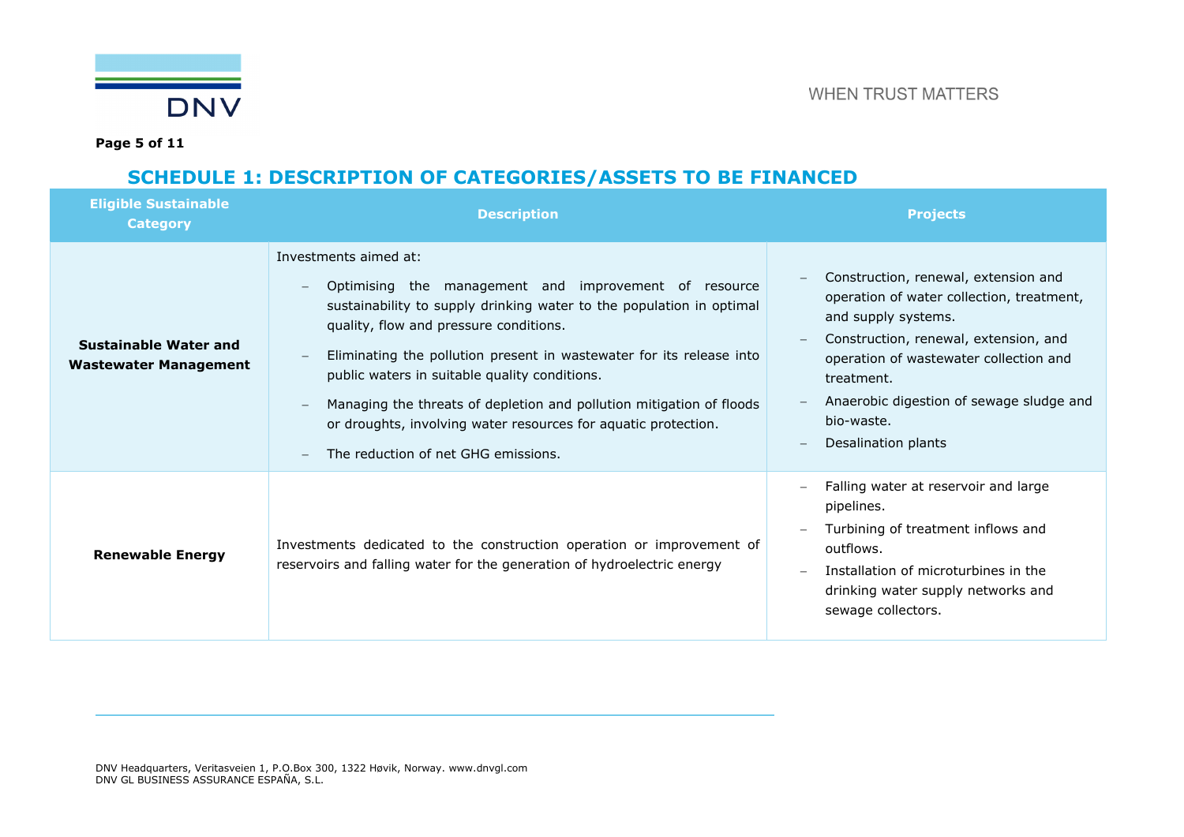## SCHEDULE 1: DESCRIPTION OF CATEGORIES/ASSETS TO BE FINANCED

| Eligible Sustainable Category | Description | Projects |
|---|---|---|
| **Sustainable Water and Wastewater Management** | Investments aimed at:<br>– Optimising the management and improvement of resource sustainability to supply drinking water to the population in optimal quality, flow and pressure conditions.<br>– Eliminating the pollution present in wastewater for its release into public waters in suitable quality conditions.<br>– Managing the threats of depletion and pollution mitigation of floods or droughts, involving water resources for aquatic protection.<br>– The reduction of net GHG emissions. | – Construction, renewal, extension and operation of water collection, treatment, and supply systems.<br>– Construction, renewal, extension, and operation of wastewater collection and treatment.<br>– Anaerobic digestion of sewage sludge and bio-waste.<br>– Desalination plants |
| **Renewable Energy** | Investments dedicated to the construction operation or improvement of reservoirs and falling water for the generation of hydroelectric energy | – Falling water at reservoir and large pipelines.<br>– Turbining of treatment inflows and outflows.<br>– Installation of microturbines in the drinking water supply networks and sewage collectors. |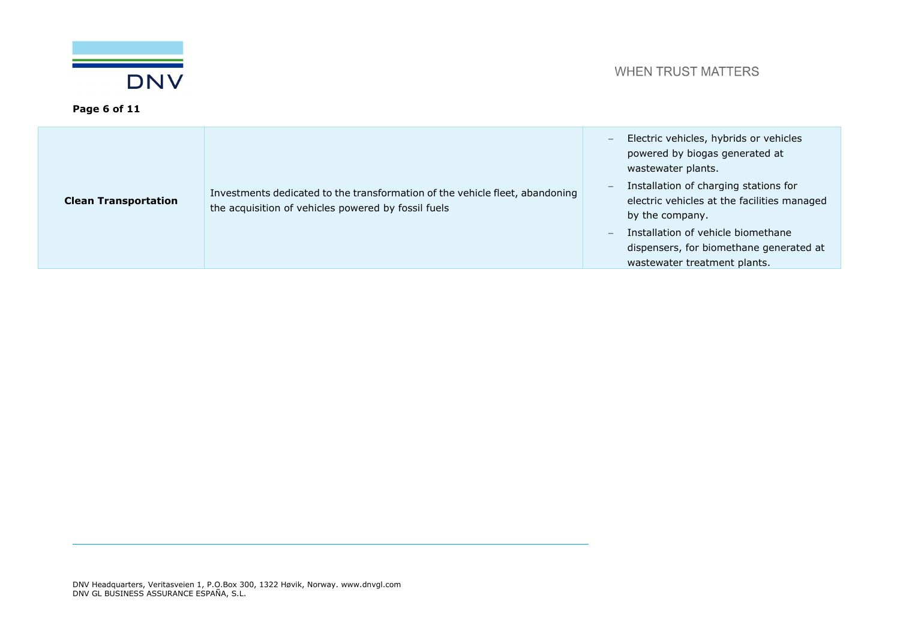| | | |
|---|---|---|
| **Clean Transportation** | Investments dedicated to the transformation of the vehicle fleet, abandoning the acquisition of vehicles powered by fossil fuels | – Electric vehicles, hybrids or vehicles powered by biogas generated at wastewater plants.<br>– Installation of charging stations for electric vehicles at the facilities managed by the company.<br>– Installation of vehicle biomethane dispensers, for biomethane generated at wastewater treatment plants. |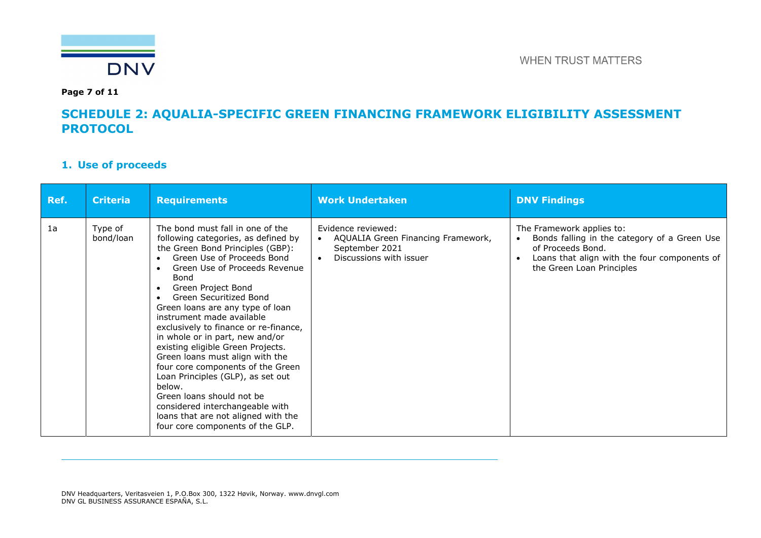## SCHEDULE 2: AQUALIA-SPECIFIC GREEN FINANCING FRAMEWORK ELIGIBILITY ASSESSMENT PROTOCOL

### 1. Use of proceeds

| Ref. | Criteria | Requirements | Work Undertaken | DNV Findings |
|---|---|---|---|---|
| 1a | Type of bond/loan | The bond must fall in one of the following categories, as defined by the Green Bond Principles (GBP):<br>• Green Use of Proceeds Bond<br>• Green Use of Proceeds Revenue Bond<br>• Green Project Bond<br>• Green Securitized Bond<br>Green loans are any type of loan instrument made available exclusively to finance or re-finance, in whole or in part, new and/or existing eligible Green Projects. Green loans must align with the four core components of the Green Loan Principles (GLP), as set out below.<br>Green loans should not be considered interchangeable with loans that are not aligned with the four core components of the GLP. | Evidence reviewed:<br>• AQUALIA Green Financing Framework, September 2021<br>• Discussions with issuer | The Framework applies to:<br>• Bonds falling in the category of a Green Use of Proceeds Bond.<br>• Loans that align with the four components of the Green Loan Principles |

DNV Headquarters, Veritasveien 1, P.O.Box 300, 1322 Høvik, Norway. www.dnvgl.com
DNV GL BUSINESS ASSURANCE ESPAÑA, S.L.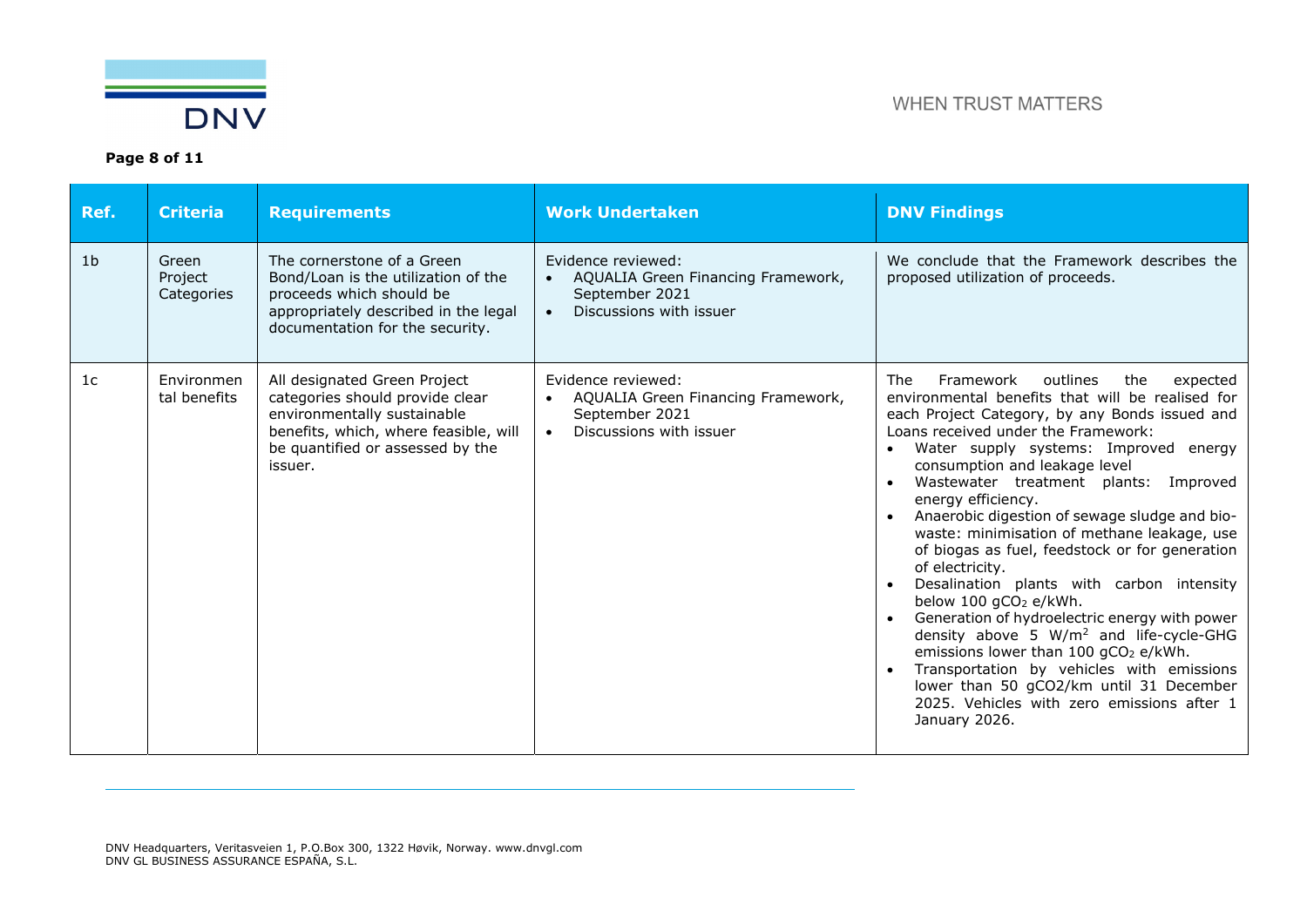| Ref. | Criteria | Requirements | Work Undertaken | DNV Findings |
|---|---|---|---|---|
| 1b | Green Project Categories | The cornerstone of a Green Bond/Loan is the utilization of the proceeds which should be appropriately described in the legal documentation for the security. | Evidence reviewed:<br>• AQUALIA Green Financing Framework, September 2021<br>• Discussions with issuer | We conclude that the Framework describes the proposed utilization of proceeds. |
| 1c | Environmental benefits | All designated Green Project categories should provide clear environmentally sustainable benefits, which, where feasible, will be quantified or assessed by the issuer. | Evidence reviewed:<br>• AQUALIA Green Financing Framework, September 2021<br>• Discussions with issuer | The Framework outlines the expected environmental benefits that will be realised for each Project Category, by any Bonds issued and Loans received under the Framework:<br>• Water supply systems: Improved energy consumption and leakage level<br>• Wastewater treatment plants: Improved energy efficiency.<br>• Anaerobic digestion of sewage sludge and bio-waste: minimisation of methane leakage, use of biogas as fuel, feedstock or for generation of electricity.<br>• Desalination plants with carbon intensity below 100 $gCO_2$ e/kWh.<br>• Generation of hydroelectric energy with power density above 5 $W/m^2$ and life-cycle-GHG emissions lower than 100 $gCO_2$ e/kWh.<br>• Transportation by vehicles with emissions lower than 50 gCO2/km until 31 December 2025. Vehicles with zero emissions after 1 January 2026. |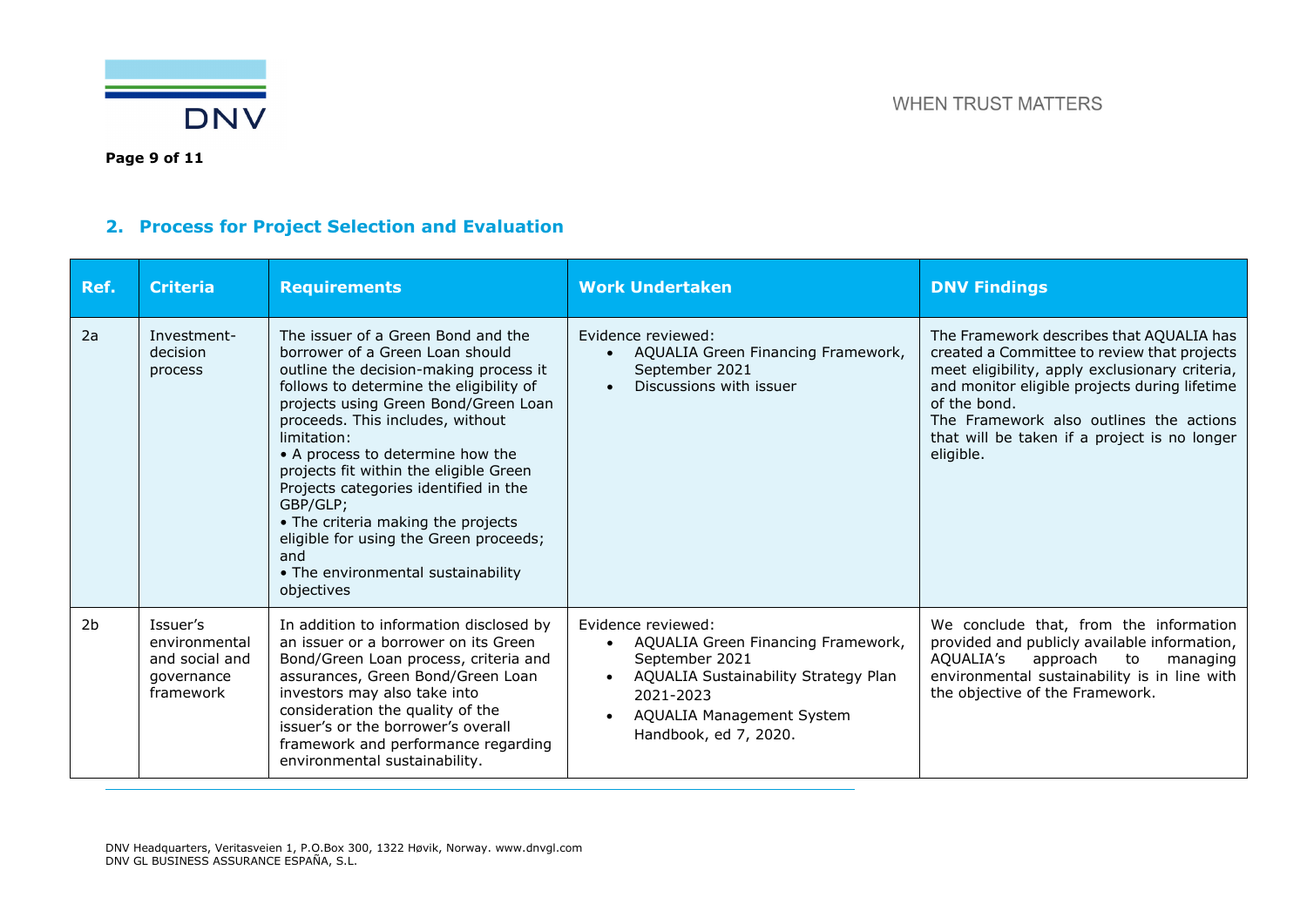## 2. Process for Project Selection and Evaluation

| Ref. | Criteria | Requirements | Work Undertaken | DNV Findings |
|---|---|---|---|---|
| 2a | Investment-decision process | The issuer of a Green Bond and the borrower of a Green Loan should outline the decision-making process it follows to determine the eligibility of projects using Green Bond/Green Loan proceeds. This includes, without limitation:<br>• A process to determine how the projects fit within the eligible Green Projects categories identified in the GBP/GLP;<br>• The criteria making the projects eligible for using the Green proceeds; and<br>• The environmental sustainability objectives | Evidence reviewed:<br>• AQUALIA Green Financing Framework, September 2021<br>• Discussions with issuer | The Framework describes that AQUALIA has created a Committee to review that projects meet eligibility, apply exclusionary criteria, and monitor eligible projects during lifetime of the bond.<br>The Framework also outlines the actions that will be taken if a project is no longer eligible. |
| 2b | Issuer's environmental and social and governance framework | In addition to information disclosed by an issuer or a borrower on its Green Bond/Green Loan process, criteria and assurances, Green Bond/Green Loan investors may also take into consideration the quality of the issuer's or the borrower's overall framework and performance regarding environmental sustainability. | Evidence reviewed:<br>• AQUALIA Green Financing Framework, September 2021<br>• AQUALIA Sustainability Strategy Plan 2021-2023<br>• AQUALIA Management System Handbook, ed 7, 2020. | We conclude that, from the information provided and publicly available information, AQUALIA's approach to managing environmental sustainability is in line with the objective of the Framework. |

DNV Headquarters, Veritasveien 1, P.O.Box 300, 1322 Høvik, Norway. www.dnvgl.com
DNV GL BUSINESS ASSURANCE ESPAÑA, S.L.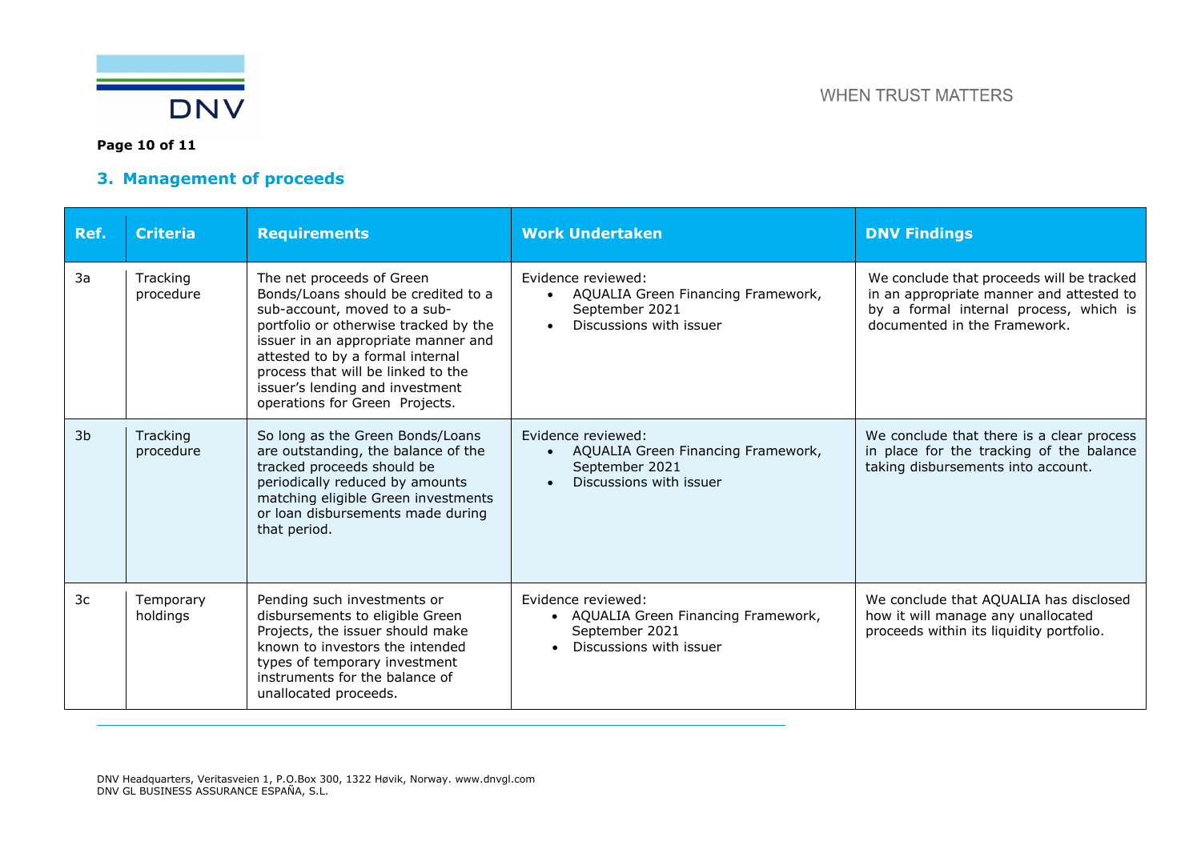## 3. Management of proceeds

| Ref. | Criteria | Requirements | Work Undertaken | DNV Findings |
|---|---|---|---|---|
| 3a | Tracking procedure | The net proceeds of Green Bonds/Loans should be credited to a sub-account, moved to a sub-portfolio or otherwise tracked by the issuer in an appropriate manner and attested to by a formal internal process that will be linked to the issuer's lending and investment operations for Green Projects. | Evidence reviewed:<br>• AQUALIA Green Financing Framework, September 2021<br>• Discussions with issuer | We conclude that proceeds will be tracked in an appropriate manner and attested to by a formal internal process, which is documented in the Framework. |
| 3b | Tracking procedure | So long as the Green Bonds/Loans are outstanding, the balance of the tracked proceeds should be periodically reduced by amounts matching eligible Green investments or loan disbursements made during that period. | Evidence reviewed:<br>• AQUALIA Green Financing Framework, September 2021<br>• Discussions with issuer | We conclude that there is a clear process in place for the tracking of the balance taking disbursements into account. |
| 3c | Temporary holdings | Pending such investments or disbursements to eligible Green Projects, the issuer should make known to investors the intended types of temporary investment instruments for the balance of unallocated proceeds. | Evidence reviewed:<br>• AQUALIA Green Financing Framework, September 2021<br>• Discussions with issuer | We conclude that AQUALIA has disclosed how it will manage any unallocated proceeds within its liquidity portfolio. |

DNV Headquarters, Veritasveien 1, P.O.Box 300, 1322 Høvik, Norway. www.dnvgl.com
DNV GL BUSINESS ASSURANCE ESPAÑA, S.L.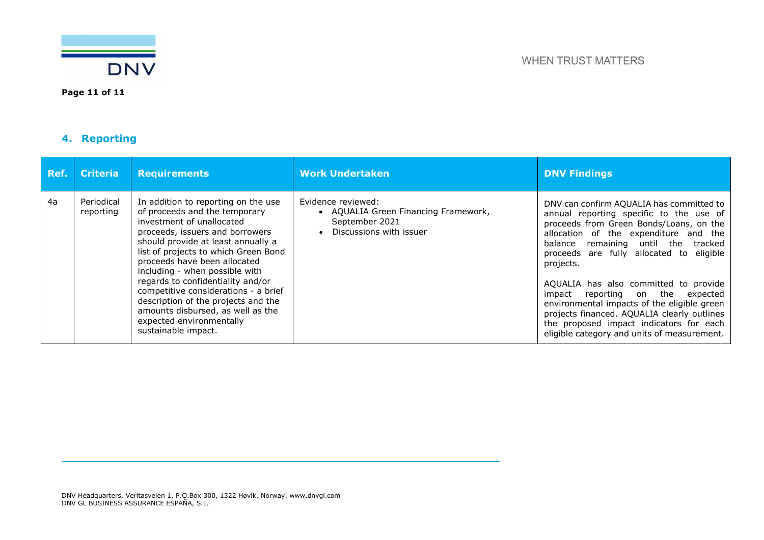## 4. Reporting

| Ref. | Criteria | Requirements | Work Undertaken | DNV Findings |
|---|---|---|---|---|
| 4a | Periodical reporting | In addition to reporting on the use of proceeds and the temporary investment of unallocated proceeds, issuers and borrowers should provide at least annually a list of projects to which Green Bond proceeds have been allocated including - when possible with regards to confidentiality and/or competitive considerations - a brief description of the projects and the amounts disbursed, as well as the expected environmentally sustainable impact. | Evidence reviewed:<br>• AQUALIA Green Financing Framework, September 2021<br>• Discussions with issuer | DNV can confirm AQUALIA has committed to annual reporting specific to the use of proceeds from Green Bonds/Loans, on the allocation of the expenditure and the balance remaining until the tracked proceeds are fully allocated to eligible projects.<br><br>AQUALIA has also committed to provide impact reporting on the expected environmental impacts of the eligible green projects financed. AQUALIA clearly outlines the proposed impact indicators for each eligible category and units of measurement. |

DNV Headquarters, Veritasveien 1, P.O.Box 300, 1322 Høvik, Norway. www.dnvgl.com
DNV GL BUSINESS ASSURANCE ESPAÑA, S.L.